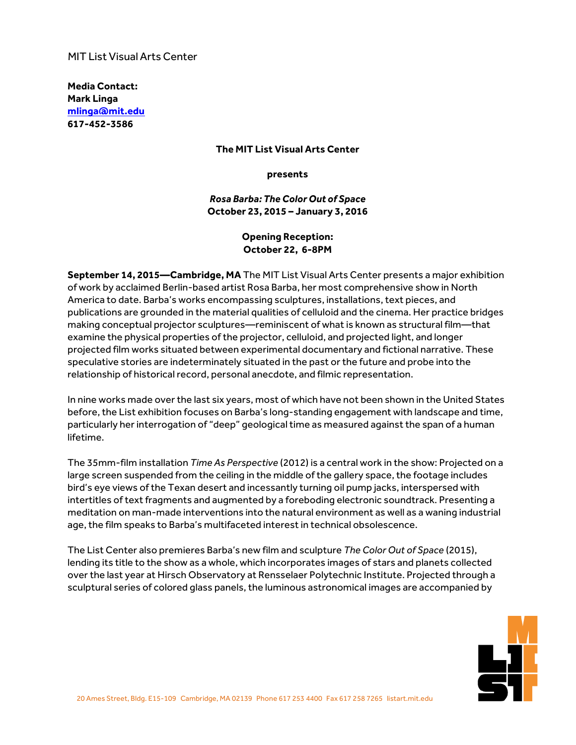MIT List Visual Arts Center

**Media Contact:**
**Mark Linga**
**[mlinga@mit.edu](mailto:mlinga@mit.edu)**
**617-452-3586**

**The MIT List Visual Arts Center**

**presents**

***Rosa Barba: The Color Out of Space***
**October 23, 2015 – January 3, 2016**

**Opening Reception:**
**October 22, 6-8PM**

**September 14, 2015—Cambridge, MA** The MIT List Visual Arts Center presents a major exhibition of work by acclaimed Berlin-based artist Rosa Barba, her most comprehensive show in North America to date. Barba's works encompassing sculptures, installations, text pieces, and publications are grounded in the material qualities of celluloid and the cinema. Her practice bridges making conceptual projector sculptures—reminiscent of what is known as structural film—that examine the physical properties of the projector, celluloid, and projected light, and longer projected film works situated between experimental documentary and fictional narrative. These speculative stories are indeterminately situated in the past or the future and probe into the relationship of historical record, personal anecdote, and filmic representation.

In nine works made over the last six years, most of which have not been shown in the United States before, the List exhibition focuses on Barba's long-standing engagement with landscape and time, particularly her interrogation of "deep" geological time as measured against the span of a human lifetime.

The 35mm-film installation *Time As Perspective* (2012) is a central work in the show: Projected on a large screen suspended from the ceiling in the middle of the gallery space, the footage includes bird's eye views of the Texan desert and incessantly turning oil pump jacks, interspersed with intertitles of text fragments and augmented by a foreboding electronic soundtrack. Presenting a meditation on man-made interventions into the natural environment as well as a waning industrial age, the film speaks to Barba's multifaceted interest in technical obsolescence.

The List Center also premieres Barba's new film and sculpture *The Color Out of Space* (2015), lending its title to the show as a whole, which incorporates images of stars and planets collected over the last year at Hirsch Observatory at Rensselaer Polytechnic Institute. Projected through a sculptural series of colored glass panels, the luminous astronomical images are accompanied by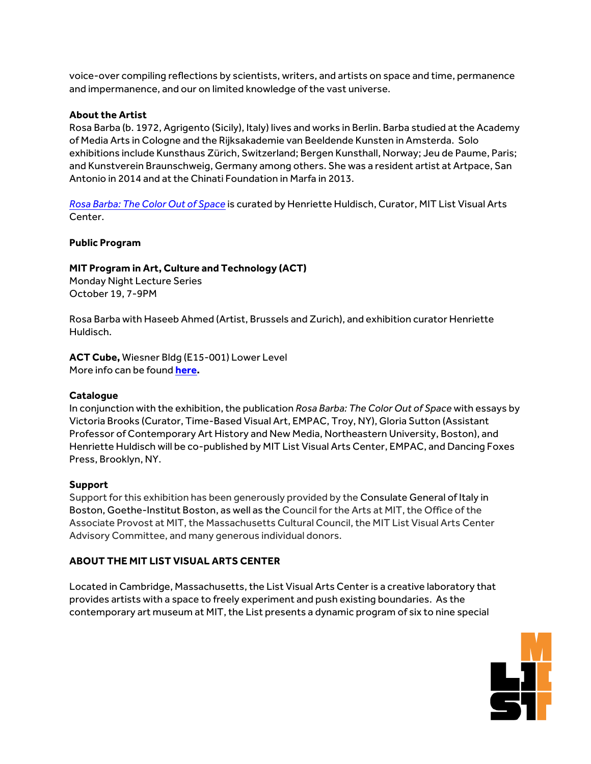voice-over compiling reflections by scientists, writers, and artists on space and time, permanence and impermanence, and our on limited knowledge of the vast universe.

**About the Artist**
Rosa Barba (b. 1972, Agrigento (Sicily), Italy) lives and works in Berlin. Barba studied at the Academy of Media Arts in Cologne and the Rijksakademie van Beeldende Kunsten in Amsterda. Solo exhibitions include Kunsthaus Zürich, Switzerland; Bergen Kunsthall, Norway; Jeu de Paume, Paris; and Kunstverein Braunschweig, Germany among others. She was a resident artist at Artpace, San Antonio in 2014 and at the Chinati Foundation in Marfa in 2013.

*Rosa Barba: The Color Out of Space* is curated by Henriette Huldisch, Curator, MIT List Visual Arts Center.

**Public Program**

**MIT Program in Art, Culture and Technology (ACT)**
Monday Night Lecture Series
October 19, 7-9PM

Rosa Barba with Haseeb Ahmed (Artist, Brussels and Zurich), and exhibition curator Henriette Huldisch.

**ACT Cube,** Wiesner Bldg (E15-001) Lower Level
More info can be found **here.**

**Catalogue**
In conjunction with the exhibition, the publication *Rosa Barba: The Color Out of Space* with essays by Victoria Brooks (Curator, Time-Based Visual Art, EMPAC, Troy, NY), Gloria Sutton (Assistant Professor of Contemporary Art History and New Media, Northeastern University, Boston), and Henriette Huldisch will be co-published by MIT List Visual Arts Center, EMPAC, and Dancing Foxes Press, Brooklyn, NY.

**Support**
Support for this exhibition has been generously provided by the Consulate General of Italy in Boston, Goethe-Institut Boston, as well as the Council for the Arts at MIT, the Office of the Associate Provost at MIT, the Massachusetts Cultural Council, the MIT List Visual Arts Center Advisory Committee, and many generous individual donors.

**ABOUT THE MIT LIST VISUAL ARTS CENTER**

Located in Cambridge, Massachusetts, the List Visual Arts Center is a creative laboratory that provides artists with a space to freely experiment and push existing boundaries. As the contemporary art museum at MIT, the List presents a dynamic program of six to nine special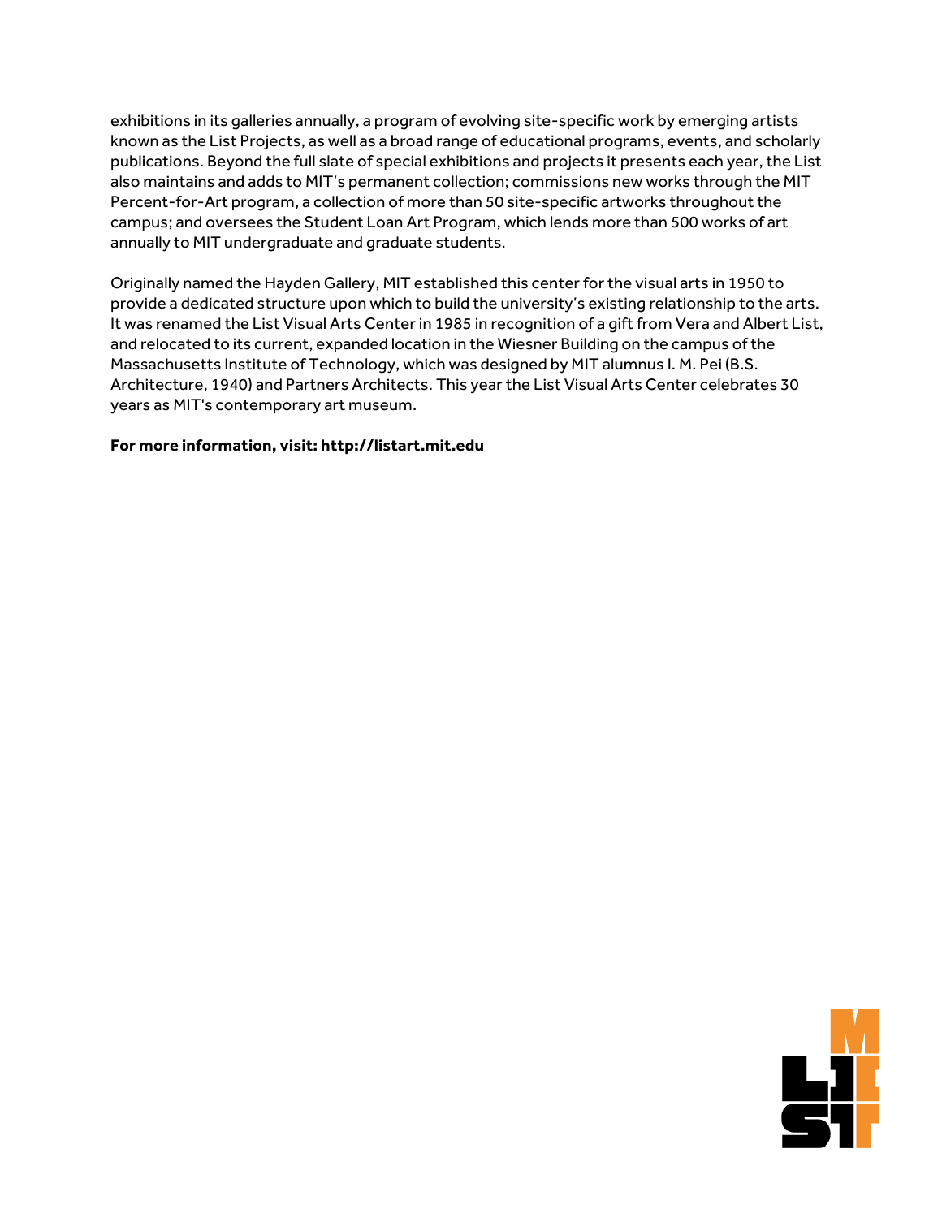exhibitions in its galleries annually, a program of evolving site-specific work by emerging artists known as the List Projects, as well as a broad range of educational programs, events, and scholarly publications. Beyond the full slate of special exhibitions and projects it presents each year, the List also maintains and adds to MIT's permanent collection; commissions new works through the MIT Percent-for-Art program, a collection of more than 50 site-specific artworks throughout the campus; and oversees the Student Loan Art Program, which lends more than 500 works of art annually to MIT undergraduate and graduate students.

Originally named the Hayden Gallery, MIT established this center for the visual arts in 1950 to provide a dedicated structure upon which to build the university's existing relationship to the arts. It was renamed the List Visual Arts Center in 1985 in recognition of a gift from Vera and Albert List, and relocated to its current, expanded location in the Wiesner Building on the campus of the Massachusetts Institute of Technology, which was designed by MIT alumnus I. M. Pei (B.S. Architecture, 1940) and Partners Architects. This year the List Visual Arts Center celebrates 30 years as MIT's contemporary art museum.

**For more information, visit: http://listart.mit.edu**